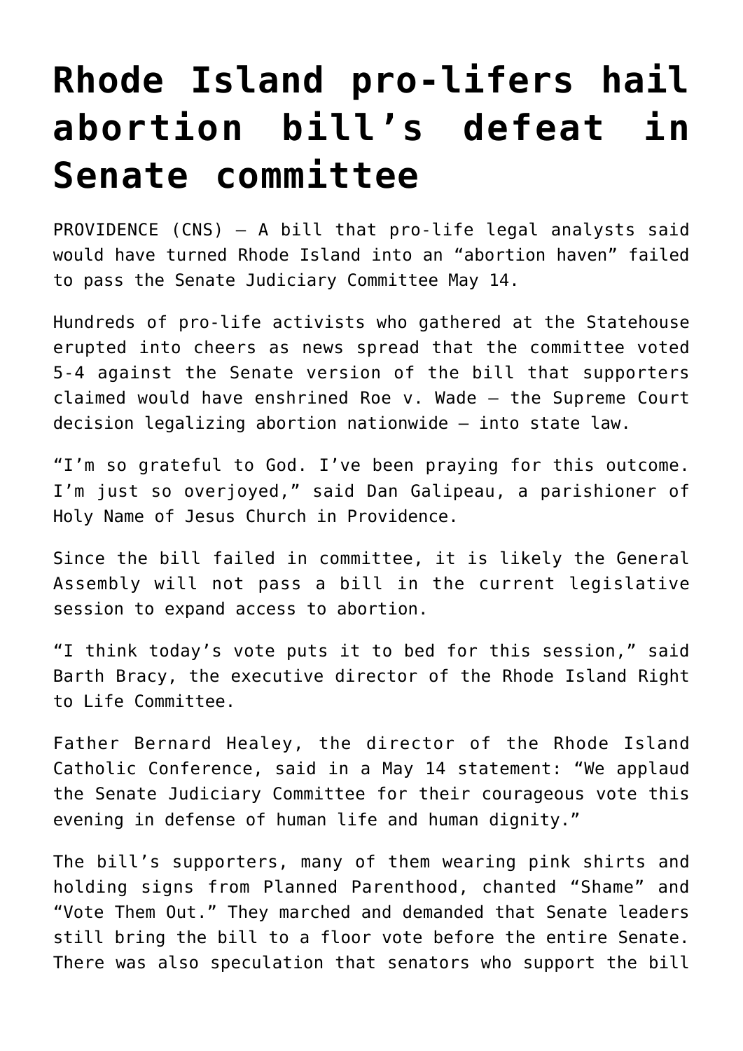# Rhode Island pro-lifers hail abortion bill's defeat in Senate committee

PROVIDENCE (CNS) — A bill that pro-life legal analysts said would have turned Rhode Island into an "abortion haven" failed to pass the Senate Judiciary Committee May 14.

Hundreds of pro-life activists who gathered at the Statehouse erupted into cheers as news spread that the committee voted 5-4 against the Senate version of the bill that supporters claimed would have enshrined Roe v. Wade — the Supreme Court decision legalizing abortion nationwide — into state law.

"I'm so grateful to God. I've been praying for this outcome. I'm just so overjoyed," said Dan Galipeau, a parishioner of Holy Name of Jesus Church in Providence.

Since the bill failed in committee, it is likely the General Assembly will not pass a bill in the current legislative session to expand access to abortion.

"I think today's vote puts it to bed for this session," said Barth Bracy, the executive director of the Rhode Island Right to Life Committee.

Father Bernard Healey, the director of the Rhode Island Catholic Conference, said in a May 14 statement: "We applaud the Senate Judiciary Committee for their courageous vote this evening in defense of human life and human dignity."

The bill's supporters, many of them wearing pink shirts and holding signs from Planned Parenthood, chanted "Shame" and "Vote Them Out." They marched and demanded that Senate leaders still bring the bill to a floor vote before the entire Senate. There was also speculation that senators who support the bill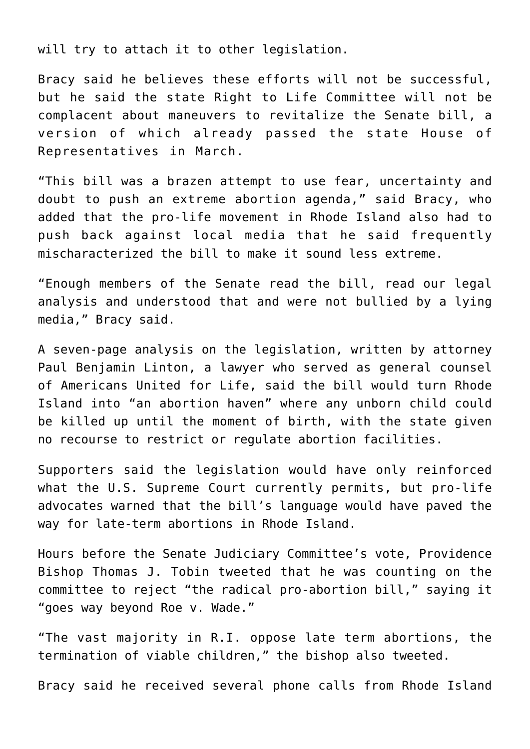will try to attach it to other legislation.

Bracy said he believes these efforts will not be successful, but he said the state Right to Life Committee will not be complacent about maneuvers to revitalize the Senate bill, a version of which already passed the state House of Representatives in March.

"This bill was a brazen attempt to use fear, uncertainty and doubt to push an extreme abortion agenda," said Bracy, who added that the pro-life movement in Rhode Island also had to push back against local media that he said frequently mischaracterized the bill to make it sound less extreme.

"Enough members of the Senate read the bill, read our legal analysis and understood that and were not bullied by a lying media," Bracy said.

A seven-page analysis on the legislation, written by attorney Paul Benjamin Linton, a lawyer who served as general counsel of Americans United for Life, said the bill would turn Rhode Island into "an abortion haven" where any unborn child could be killed up until the moment of birth, with the state given no recourse to restrict or regulate abortion facilities.

Supporters said the legislation would have only reinforced what the U.S. Supreme Court currently permits, but pro-life advocates warned that the bill's language would have paved the way for late-term abortions in Rhode Island.

Hours before the Senate Judiciary Committee's vote, Providence Bishop Thomas J. Tobin tweeted that he was counting on the committee to reject "the radical pro-abortion bill," saying it "goes way beyond Roe v. Wade."

"The vast majority in R.I. oppose late term abortions, the termination of viable children," the bishop also tweeted.

Bracy said he received several phone calls from Rhode Island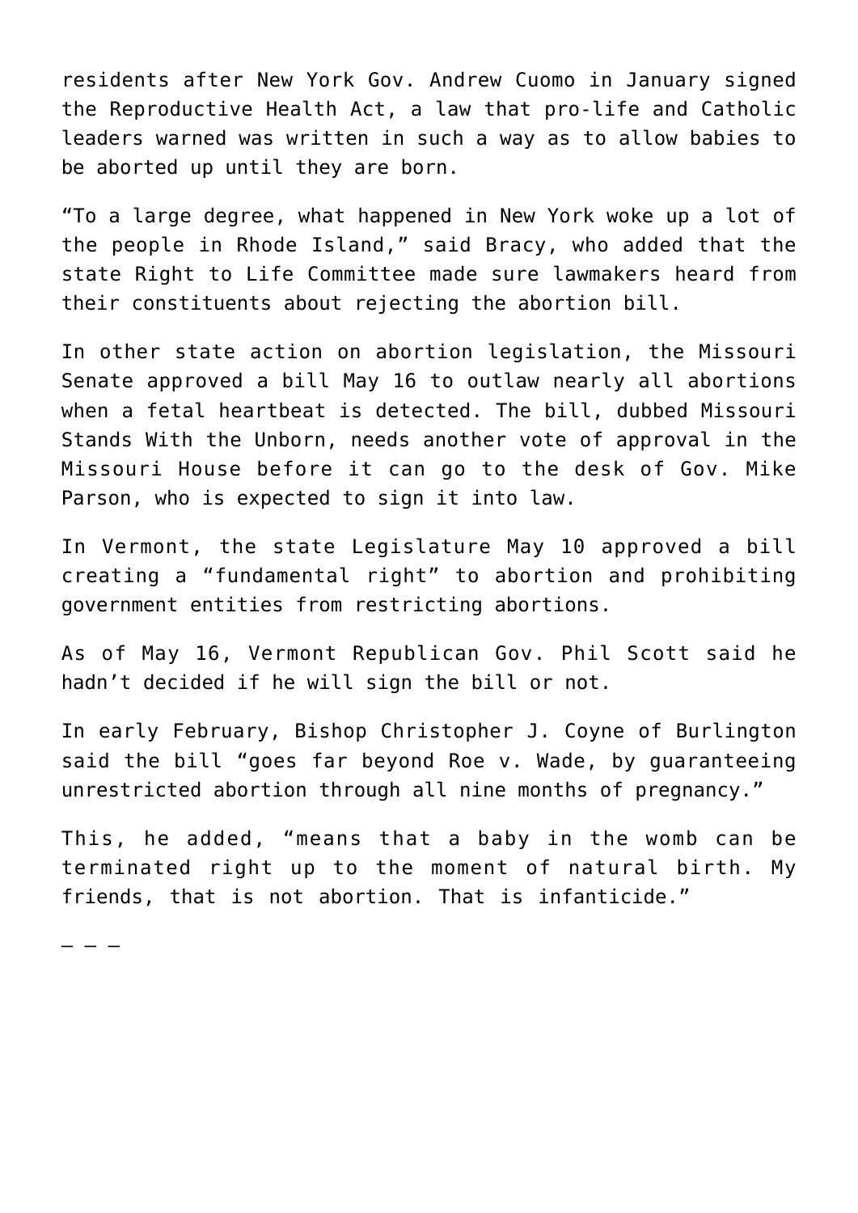residents after New York Gov. Andrew Cuomo in January signed the Reproductive Health Act, a law that pro-life and Catholic leaders warned was written in such a way as to allow babies to be aborted up until they are born.

"To a large degree, what happened in New York woke up a lot of the people in Rhode Island," said Bracy, who added that the state Right to Life Committee made sure lawmakers heard from their constituents about rejecting the abortion bill.

In other state action on abortion legislation, the Missouri Senate approved a bill May 16 to outlaw nearly all abortions when a fetal heartbeat is detected. The bill, dubbed Missouri Stands With the Unborn, needs another vote of approval in the Missouri House before it can go to the desk of Gov. Mike Parson, who is expected to sign it into law.

In Vermont, the state Legislature May 10 approved a bill creating a "fundamental right" to abortion and prohibiting government entities from restricting abortions.

As of May 16, Vermont Republican Gov. Phil Scott said he hadn't decided if he will sign the bill or not.

In early February, Bishop Christopher J. Coyne of Burlington said the bill "goes far beyond Roe v. Wade, by guaranteeing unrestricted abortion through all nine months of pregnancy."

This, he added, "means that a baby in the womb can be terminated right up to the moment of natural birth. My friends, that is not abortion. That is infanticide."

– – –